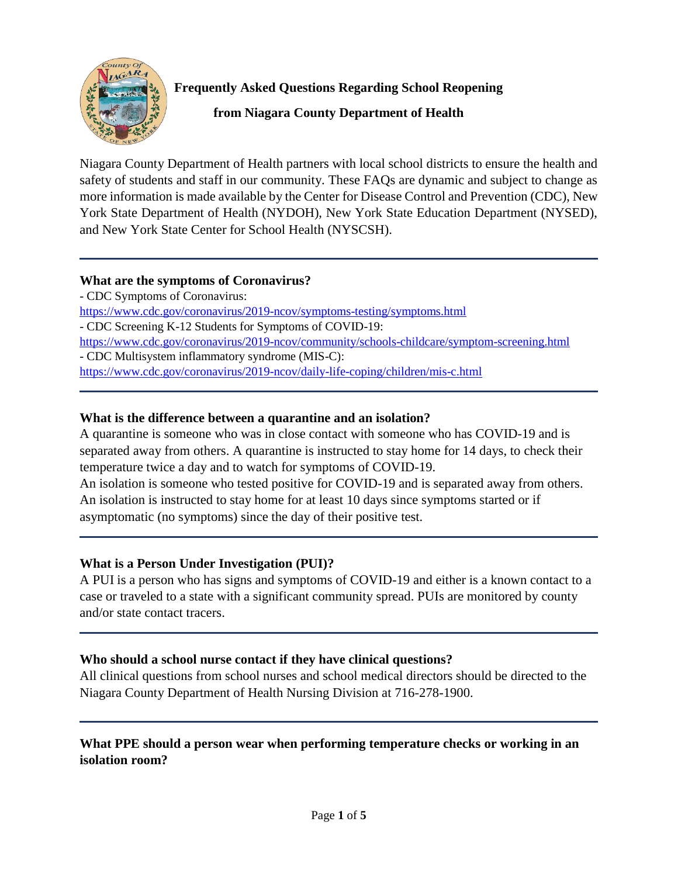# Frequently Asked Questions Regarding School Reopening from Niagara County Department of Health

Niagara County Department of Health partners with local school districts to ensure the health and safety of students and staff in our community. These FAQs are dynamic and subject to change as more information is made available by the Center for Disease Control and Prevention (CDC), New York State Department of Health (NYDOH), New York State Education Department (NYSED), and New York State Center for School Health (NYSCSH).

---

**What are the symptoms of Coronavirus?**

- CDC Symptoms of Coronavirus: https://www.cdc.gov/coronavirus/2019-ncov/symptoms-testing/symptoms.html
- CDC Screening K-12 Students for Symptoms of COVID-19: https://www.cdc.gov/coronavirus/2019-ncov/community/schools-childcare/symptom-screening.html
- CDC Multisystem inflammatory syndrome (MIS-C): https://www.cdc.gov/coronavirus/2019-ncov/daily-life-coping/children/mis-c.html

---

**What is the difference between a quarantine and an isolation?**

A quarantine is someone who was in close contact with someone who has COVID-19 and is separated away from others. A quarantine is instructed to stay home for 14 days, to check their temperature twice a day and to watch for symptoms of COVID-19.
An isolation is someone who tested positive for COVID-19 and is separated away from others. An isolation is instructed to stay home for at least 10 days since symptoms started or if asymptomatic (no symptoms) since the day of their positive test.

---

**What is a Person Under Investigation (PUI)?**

A PUI is a person who has signs and symptoms of COVID-19 and either is a known contact to a case or traveled to a state with a significant community spread. PUIs are monitored by county and/or state contact tracers.

---

**Who should a school nurse contact if they have clinical questions?**

All clinical questions from school nurses and school medical directors should be directed to the Niagara County Department of Health Nursing Division at 716-278-1900.

---

**What PPE should a person wear when performing temperature checks or working in an isolation room?**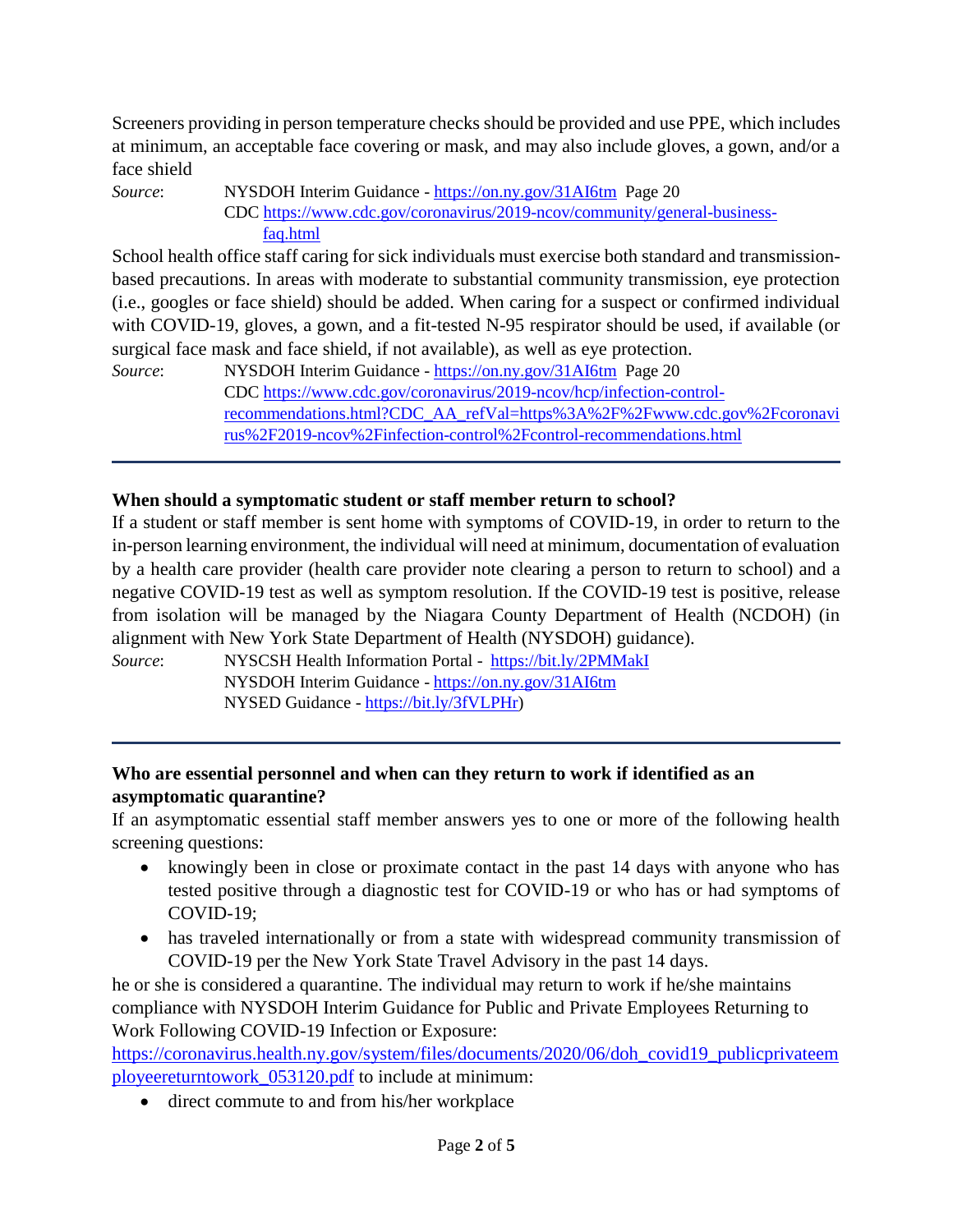Screeners providing in person temperature checks should be provided and use PPE, which includes at minimum, an acceptable face covering or mask, and may also include gloves, a gown, and/or a face shield

*Source*: NYSDOH Interim Guidance - https://on.ny.gov/31AI6tm Page 20
CDC https://www.cdc.gov/coronavirus/2019-ncov/community/general-business-faq.html

School health office staff caring for sick individuals must exercise both standard and transmission-based precautions. In areas with moderate to substantial community transmission, eye protection (i.e., googles or face shield) should be added. When caring for a suspect or confirmed individual with COVID-19, gloves, a gown, and a fit-tested N-95 respirator should be used, if available (or surgical face mask and face shield, if not available), as well as eye protection.

*Source*: NYSDOH Interim Guidance - https://on.ny.gov/31AI6tm Page 20
CDC https://www.cdc.gov/coronavirus/2019-ncov/hcp/infection-control-recommendations.html?CDC_AA_refVal=https%3A%2F%2Fwww.cdc.gov%2Fcoronavirus%2F2019-ncov%2Finfection-control%2Fcontrol-recommendations.html

---

**When should a symptomatic student or staff member return to school?**

If a student or staff member is sent home with symptoms of COVID-19, in order to return to the in-person learning environment, the individual will need at minimum, documentation of evaluation by a health care provider (health care provider note clearing a person to return to school) and a negative COVID-19 test as well as symptom resolution. If the COVID-19 test is positive, release from isolation will be managed by the Niagara County Department of Health (NCDOH) (in alignment with New York State Department of Health (NYSDOH) guidance).

*Source*: NYSCSH Health Information Portal - https://bit.ly/2PMMakI
NYSDOH Interim Guidance - https://on.ny.gov/31AI6tm
NYSED Guidance - https://bit.ly/3fVLPHr)

---

**Who are essential personnel and when can they return to work if identified as an asymptomatic quarantine?**

If an asymptomatic essential staff member answers yes to one or more of the following health screening questions:

- knowingly been in close or proximate contact in the past 14 days with anyone who has tested positive through a diagnostic test for COVID-19 or who has or had symptoms of COVID-19;
- has traveled internationally or from a state with widespread community transmission of COVID-19 per the New York State Travel Advisory in the past 14 days.

he or she is considered a quarantine. The individual may return to work if he/she maintains compliance with NYSDOH Interim Guidance for Public and Private Employees Returning to Work Following COVID-19 Infection or Exposure: https://coronavirus.health.ny.gov/system/files/documents/2020/06/doh_covid19_publicprivateemployeereturntowork_053120.pdf to include at minimum:

- direct commute to and from his/her workplace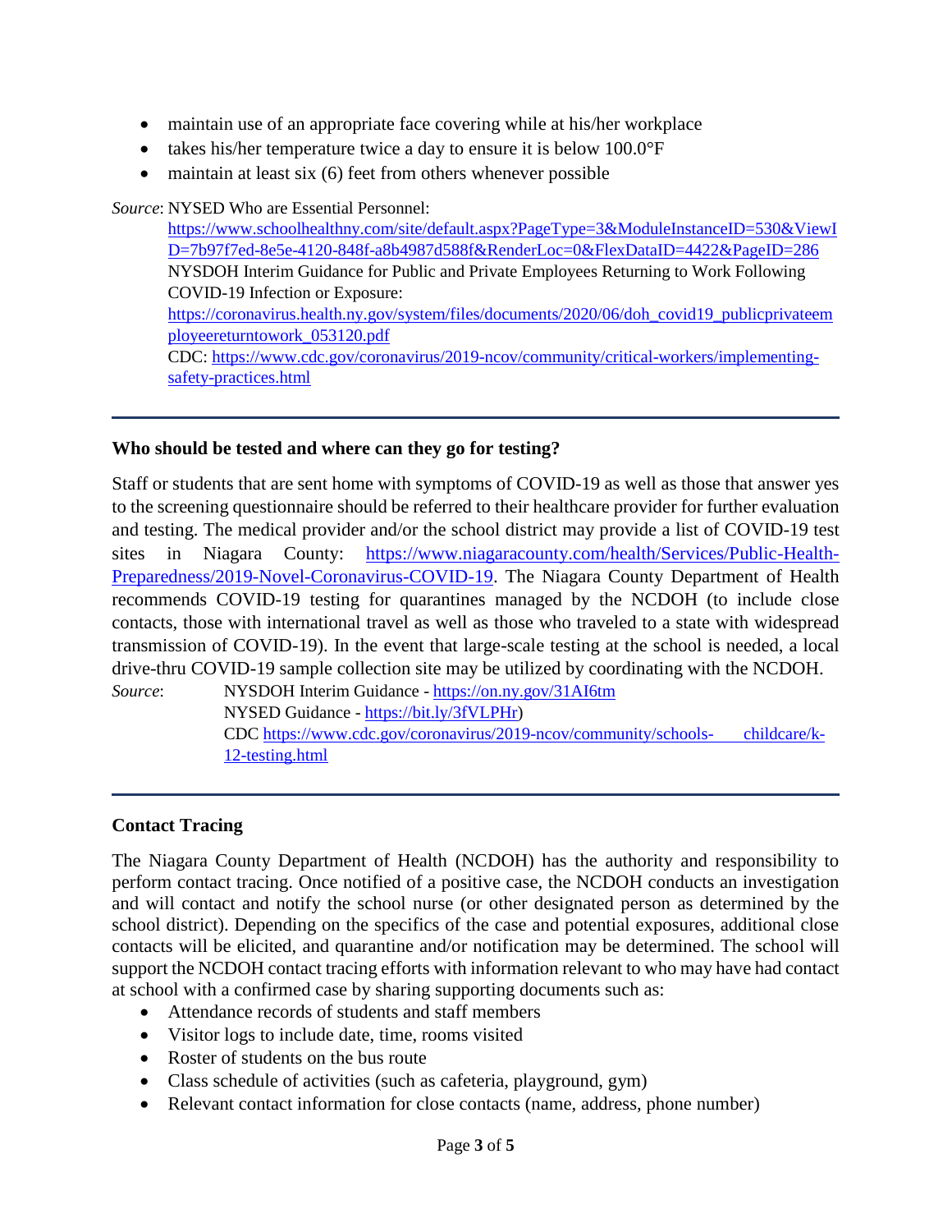- maintain use of an appropriate face covering while at his/her workplace
- takes his/her temperature twice a day to ensure it is below 100.0°F
- maintain at least six (6) feet from others whenever possible

*Source*: NYSED Who are Essential Personnel:
https://www.schoolhealthny.com/site/default.aspx?PageType=3&ModuleInstanceID=530&ViewID=7b97f7ed-8e5e-4120-848f-a8b4987d588f&RenderLoc=0&FlexDataID=4422&PageID=286
NYSDOH Interim Guidance for Public and Private Employees Returning to Work Following COVID-19 Infection or Exposure:
https://coronavirus.health.ny.gov/system/files/documents/2020/06/doh_covid19_publicprivateemployeereturntowork_053120.pdf
CDC: https://www.cdc.gov/coronavirus/2019-ncov/community/critical-workers/implementing-safety-practices.html

---

### Who should be tested and where can they go for testing?

Staff or students that are sent home with symptoms of COVID-19 as well as those that answer yes to the screening questionnaire should be referred to their healthcare provider for further evaluation and testing. The medical provider and/or the school district may provide a list of COVID-19 test sites in Niagara County: https://www.niagaracounty.com/health/Services/Public-Health-Preparedness/2019-Novel-Coronavirus-COVID-19. The Niagara County Department of Health recommends COVID-19 testing for quarantines managed by the NCDOH (to include close contacts, those with international travel as well as those who traveled to a state with widespread transmission of COVID-19). In the event that large-scale testing at the school is needed, a local drive-thru COVID-19 sample collection site may be utilized by coordinating with the NCDOH.

*Source*: NYSDOH Interim Guidance - https://on.ny.gov/31AI6tm
NYSED Guidance - https://bit.ly/3fVLPHr)
CDC https://www.cdc.gov/coronavirus/2019-ncov/community/schools-childcare/k-12-testing.html

---

### Contact Tracing

The Niagara County Department of Health (NCDOH) has the authority and responsibility to perform contact tracing. Once notified of a positive case, the NCDOH conducts an investigation and will contact and notify the school nurse (or other designated person as determined by the school district). Depending on the specifics of the case and potential exposures, additional close contacts will be elicited, and quarantine and/or notification may be determined. The school will support the NCDOH contact tracing efforts with information relevant to who may have had contact at school with a confirmed case by sharing supporting documents such as:

- Attendance records of students and staff members
- Visitor logs to include date, time, rooms visited
- Roster of students on the bus route
- Class schedule of activities (such as cafeteria, playground, gym)
- Relevant contact information for close contacts (name, address, phone number)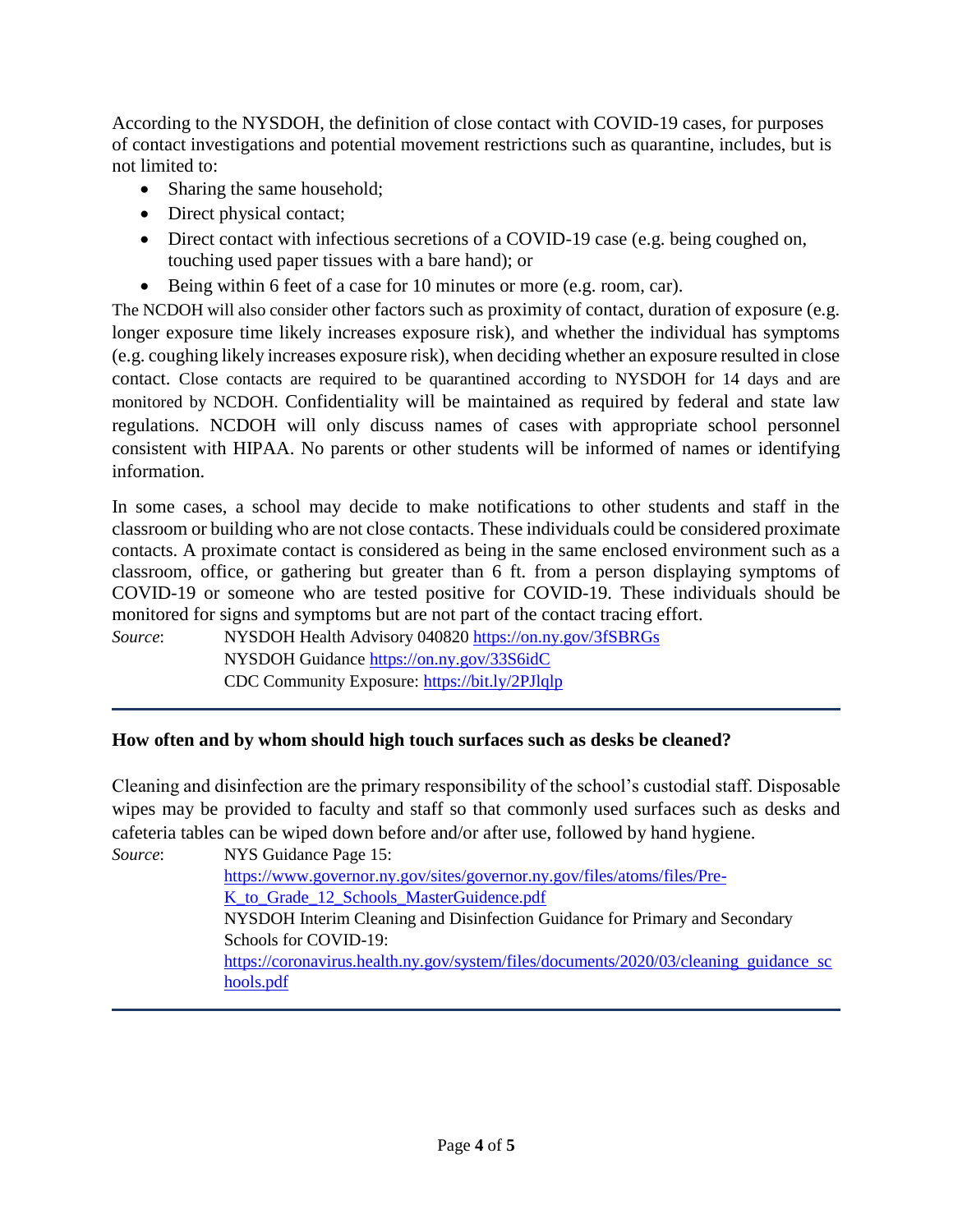According to the NYSDOH, the definition of close contact with COVID-19 cases, for purposes of contact investigations and potential movement restrictions such as quarantine, includes, but is not limited to:

- Sharing the same household;
- Direct physical contact;
- Direct contact with infectious secretions of a COVID-19 case (e.g. being coughed on, touching used paper tissues with a bare hand); or
- Being within 6 feet of a case for 10 minutes or more (e.g. room, car).

The NCDOH will also consider other factors such as proximity of contact, duration of exposure (e.g. longer exposure time likely increases exposure risk), and whether the individual has symptoms (e.g. coughing likely increases exposure risk), when deciding whether an exposure resulted in close contact. Close contacts are required to be quarantined according to NYSDOH for 14 days and are monitored by NCDOH. Confidentiality will be maintained as required by federal and state law regulations. NCDOH will only discuss names of cases with appropriate school personnel consistent with HIPAA. No parents or other students will be informed of names or identifying information.

In some cases, a school may decide to make notifications to other students and staff in the classroom or building who are not close contacts. These individuals could be considered proximate contacts. A proximate contact is considered as being in the same enclosed environment such as a classroom, office, or gathering but greater than 6 ft. from a person displaying symptoms of COVID-19 or someone who are tested positive for COVID-19. These individuals should be monitored for signs and symptoms but are not part of the contact tracing effort.

*Source*: NYSDOH Health Advisory 040820 https://on.ny.gov/3fSBRGs
NYSDOH Guidance https://on.ny.gov/33S6idC
CDC Community Exposure: https://bit.ly/2PJlqlp

---

**How often and by whom should high touch surfaces such as desks be cleaned?**

Cleaning and disinfection are the primary responsibility of the school's custodial staff. Disposable wipes may be provided to faculty and staff so that commonly used surfaces such as desks and cafeteria tables can be wiped down before and/or after use, followed by hand hygiene.

*Source*: NYS Guidance Page 15:
https://www.governor.ny.gov/sites/governor.ny.gov/files/atoms/files/Pre-K_to_Grade_12_Schools_MasterGuidence.pdf
NYSDOH Interim Cleaning and Disinfection Guidance for Primary and Secondary Schools for COVID-19:
https://coronavirus.health.ny.gov/system/files/documents/2020/03/cleaning_guidance_schools.pdf

---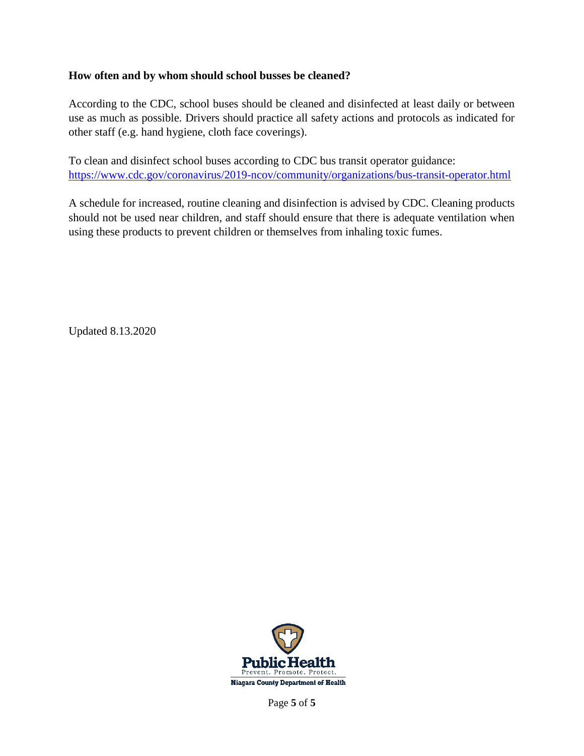**How often and by whom should school busses be cleaned?**

According to the CDC, school buses should be cleaned and disinfected at least daily or between use as much as possible. Drivers should practice all safety actions and protocols as indicated for other staff (e.g. hand hygiene, cloth face coverings).

To clean and disinfect school buses according to CDC bus transit operator guidance:
https://www.cdc.gov/coronavirus/2019-ncov/community/organizations/bus-transit-operator.html

A schedule for increased, routine cleaning and disinfection is advised by CDC. Cleaning products should not be used near children, and staff should ensure that there is adequate ventilation when using these products to prevent children or themselves from inhaling toxic fumes.

Updated 8.13.2020

Public Health
Prevent. Promote. Protect.
Niagara County Department of Health